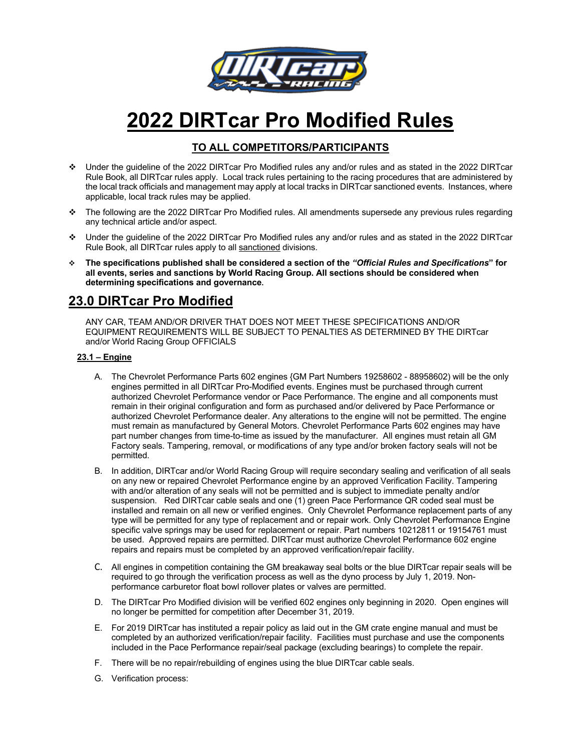# 2022 DIRTcar Pro Modified Rules

## TO ALL COMPETITORS/PARTICIPANTS

- Under the guideline of the 2022 DIRTcar Pro Modified rules any and/or rules and as stated in the 2022 DIRTcar Rule Book, all DIRTcar rules apply. Local track rules pertaining to the racing procedures that are administered by the local track officials and management may apply at local tracks in DIRTcar sanctioned events. Instances, where applicable, local track rules may be applied.
- The following are the 2022 DIRTcar Pro Modified rules. All amendments supersede any previous rules regarding any technical article and/or aspect.
- Under the guideline of the 2022 DIRTcar Pro Modified rules any and/or rules and as stated in the 2022 DIRTcar Rule Book, all DIRTcar rules apply to all sanctioned divisions.
- **The specifications published shall be considered a section of the *"Official Rules and Specifications"* for all events, series and sanctions by World Racing Group. All sections should be considered when determining specifications and governance.**

## 23.0 DIRTcar Pro Modified

ANY CAR, TEAM AND/OR DRIVER THAT DOES NOT MEET THESE SPECIFICATIONS AND/OR EQUIPMENT REQUIREMENTS WILL BE SUBJECT TO PENALTIES AS DETERMINED BY THE DIRTcar and/or World Racing Group OFFICIALS

### 23.1 – Engine

A. The Chevrolet Performance Parts 602 engines {GM Part Numbers 19258602 - 88958602) will be the only engines permitted in all DIRTcar Pro-Modified events. Engines must be purchased through current authorized Chevrolet Performance vendor or Pace Performance. The engine and all components must remain in their original configuration and form as purchased and/or delivered by Pace Performance or authorized Chevrolet Performance dealer. Any alterations to the engine will not be permitted. The engine must remain as manufactured by General Motors. Chevrolet Performance Parts 602 engines may have part number changes from time-to-time as issued by the manufacturer. All engines must retain all GM Factory seals. Tampering, removal, or modifications of any type and/or broken factory seals will not be permitted.

B. In addition, DIRTcar and/or World Racing Group will require secondary sealing and verification of all seals on any new or repaired Chevrolet Performance engine by an approved Verification Facility. Tampering with and/or alteration of any seals will not be permitted and is subject to immediate penalty and/or suspension. Red DIRTcar cable seals and one (1) green Pace Performance QR coded seal must be installed and remain on all new or verified engines. Only Chevrolet Performance replacement parts of any type will be permitted for any type of replacement and or repair work. Only Chevrolet Performance Engine specific valve springs may be used for replacement or repair. Part numbers 10212811 or 19154761 must be used. Approved repairs are permitted. DIRTcar must authorize Chevrolet Performance 602 engine repairs and repairs must be completed by an approved verification/repair facility.

C. All engines in competition containing the GM breakaway seal bolts or the blue DIRTcar repair seals will be required to go through the verification process as well as the dyno process by July 1, 2019. Non-performance carburetor float bowl rollover plates or valves are permitted.

D. The DIRTcar Pro Modified division will be verified 602 engines only beginning in 2020. Open engines will no longer be permitted for competition after December 31, 2019.

E. For 2019 DIRTcar has instituted a repair policy as laid out in the GM crate engine manual and must be completed by an authorized verification/repair facility. Facilities must purchase and use the components included in the Pace Performance repair/seal package (excluding bearings) to complete the repair.

F. There will be no repair/rebuilding of engines using the blue DIRTcar cable seals.

G. Verification process: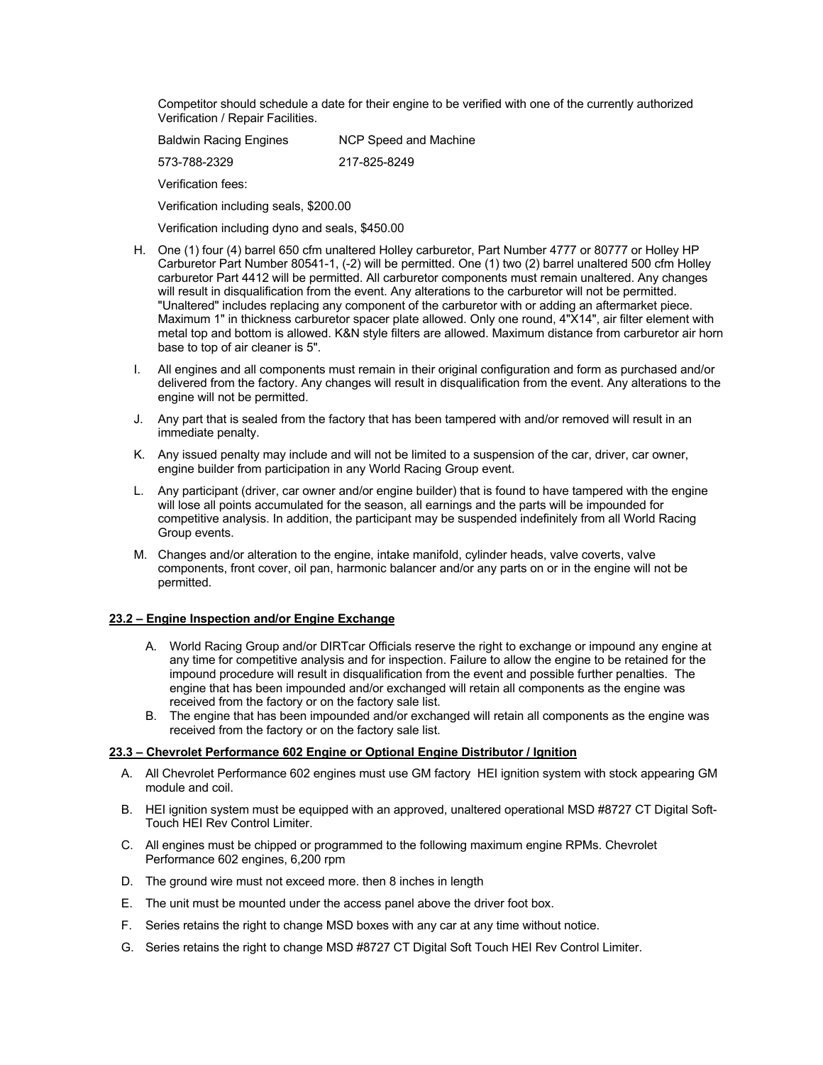Competitor should schedule a date for their engine to be verified with one of the currently authorized Verification / Repair Facilities.

| Baldwin Racing Engines | NCP Speed and Machine |
| --- | --- |
| 573-788-2329 | 217-825-8249 |

Verification fees:

Verification including seals, $200.00

Verification including dyno and seals, $450.00

H. One (1) four (4) barrel 650 cfm unaltered Holley carburetor, Part Number 4777 or 80777 or Holley HP Carburetor Part Number 80541-1, (-2) will be permitted. One (1) two (2) barrel unaltered 500 cfm Holley carburetor Part 4412 will be permitted. All carburetor components must remain unaltered. Any changes will result in disqualification from the event. Any alterations to the carburetor will not be permitted. "Unaltered" includes replacing any component of the carburetor with or adding an aftermarket piece. Maximum 1" in thickness carburetor spacer plate allowed. Only one round, 4"X14", air filter element with metal top and bottom is allowed. K&N style filters are allowed. Maximum distance from carburetor air horn base to top of air cleaner is 5".

I. All engines and all components must remain in their original configuration and form as purchased and/or delivered from the factory. Any changes will result in disqualification from the event. Any alterations to the engine will not be permitted.

J. Any part that is sealed from the factory that has been tampered with and/or removed will result in an immediate penalty.

K. Any issued penalty may include and will not be limited to a suspension of the car, driver, car owner, engine builder from participation in any World Racing Group event.

L. Any participant (driver, car owner and/or engine builder) that is found to have tampered with the engine will lose all points accumulated for the season, all earnings and the parts will be impounded for competitive analysis. In addition, the participant may be suspended indefinitely from all World Racing Group events.

M. Changes and/or alteration to the engine, intake manifold, cylinder heads, valve coverts, valve components, front cover, oil pan, harmonic balancer and/or any parts on or in the engine will not be permitted.

**23.2 – Engine Inspection and/or Engine Exchange**

A. World Racing Group and/or DIRTcar Officials reserve the right to exchange or impound any engine at any time for competitive analysis and for inspection. Failure to allow the engine to be retained for the impound procedure will result in disqualification from the event and possible further penalties. The engine that has been impounded and/or exchanged will retain all components as the engine was received from the factory or on the factory sale list.

B. The engine that has been impounded and/or exchanged will retain all components as the engine was received from the factory or on the factory sale list.

**23.3 – Chevrolet Performance 602 Engine or Optional Engine Distributor / Ignition**

A. All Chevrolet Performance 602 engines must use GM factory HEI ignition system with stock appearing GM module and coil.

B. HEI ignition system must be equipped with an approved, unaltered operational MSD #8727 CT Digital Soft-Touch HEI Rev Control Limiter.

C. All engines must be chipped or programmed to the following maximum engine RPMs. Chevrolet Performance 602 engines, 6,200 rpm

D. The ground wire must not exceed more. then 8 inches in length

E. The unit must be mounted under the access panel above the driver foot box.

F. Series retains the right to change MSD boxes with any car at any time without notice.

G. Series retains the right to change MSD #8727 CT Digital Soft Touch HEI Rev Control Limiter.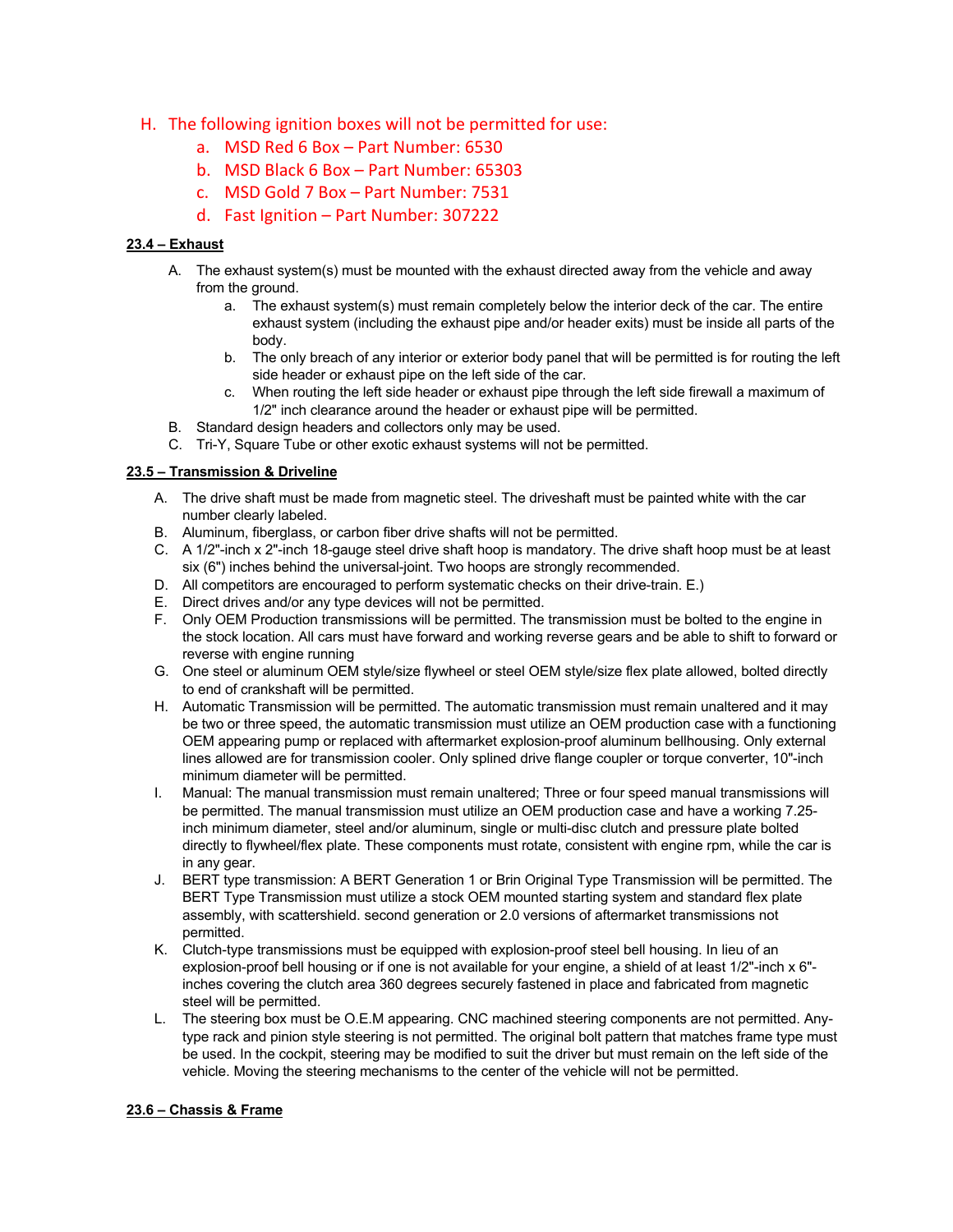H. The following ignition boxes will not be permitted for use:
  a. MSD Red 6 Box – Part Number: 6530
  b. MSD Black 6 Box – Part Number: 65303
  c. MSD Gold 7 Box – Part Number: 7531
  d. Fast Ignition – Part Number: 307222

**23.4 – Exhaust**

A. The exhaust system(s) must be mounted with the exhaust directed away from the vehicle and away from the ground.
  a. The exhaust system(s) must remain completely below the interior deck of the car. The entire exhaust system (including the exhaust pipe and/or header exits) must be inside all parts of the body.
  b. The only breach of any interior or exterior body panel that will be permitted is for routing the left side header or exhaust pipe on the left side of the car.
  c. When routing the left side header or exhaust pipe through the left side firewall a maximum of 1/2" inch clearance around the header or exhaust pipe will be permitted.

B. Standard design headers and collectors only may be used.
C. Tri-Y, Square Tube or other exotic exhaust systems will not be permitted.

**23.5 – Transmission & Driveline**

A. The drive shaft must be made from magnetic steel. The driveshaft must be painted white with the car number clearly labeled.
B. Aluminum, fiberglass, or carbon fiber drive shafts will not be permitted.
C. A 1/2"-inch x 2"-inch 18-gauge steel drive shaft hoop is mandatory. The drive shaft hoop must be at least six (6") inches behind the universal-joint. Two hoops are strongly recommended.
D. All competitors are encouraged to perform systematic checks on their drive-train. E.)
E. Direct drives and/or any type devices will not be permitted.
F. Only OEM Production transmissions will be permitted. The transmission must be bolted to the engine in the stock location. All cars must have forward and working reverse gears and be able to shift to forward or reverse with engine running
G. One steel or aluminum OEM style/size flywheel or steel OEM style/size flex plate allowed, bolted directly to end of crankshaft will be permitted.
H. Automatic Transmission will be permitted. The automatic transmission must remain unaltered and it may be two or three speed, the automatic transmission must utilize an OEM production case with a functioning OEM appearing pump or replaced with aftermarket explosion-proof aluminum bellhousing. Only external lines allowed are for transmission cooler. Only splined drive flange coupler or torque converter, 10"-inch minimum diameter will be permitted.
I. Manual: The manual transmission must remain unaltered; Three or four speed manual transmissions will be permitted. The manual transmission must utilize an OEM production case and have a working 7.25-inch minimum diameter, steel and/or aluminum, single or multi-disc clutch and pressure plate bolted directly to flywheel/flex plate. These components must rotate, consistent with engine rpm, while the car is in any gear.
J. BERT type transmission: A BERT Generation 1 or Brin Original Type Transmission will be permitted. The BERT Type Transmission must utilize a stock OEM mounted starting system and standard flex plate assembly, with scattershield. second generation or 2.0 versions of aftermarket transmissions not permitted.
K. Clutch-type transmissions must be equipped with explosion-proof steel bell housing. In lieu of an explosion-proof bell housing or if one is not available for your engine, a shield of at least 1/2"-inch x 6"-inches covering the clutch area 360 degrees securely fastened in place and fabricated from magnetic steel will be permitted.
L. The steering box must be O.E.M appearing. CNC machined steering components are not permitted. Any-type rack and pinion style steering is not permitted. The original bolt pattern that matches frame type must be used. In the cockpit, steering may be modified to suit the driver but must remain on the left side of the vehicle. Moving the steering mechanisms to the center of the vehicle will not be permitted.

**23.6 – Chassis & Frame**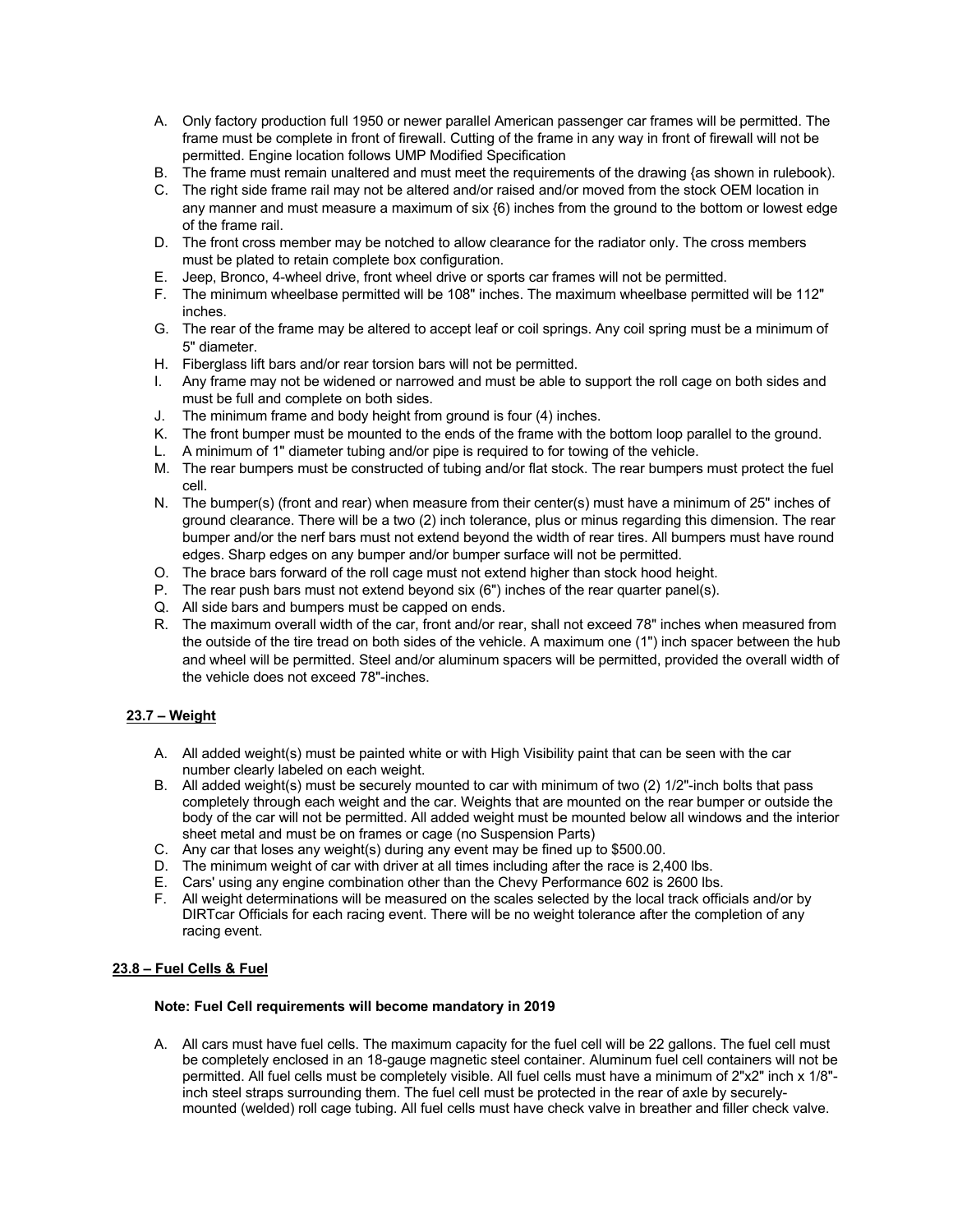A. Only factory production full 1950 or newer parallel American passenger car frames will be permitted. The frame must be complete in front of firewall. Cutting of the frame in any way in front of firewall will not be permitted. Engine location follows UMP Modified Specification
B. The frame must remain unaltered and must meet the requirements of the drawing {as shown in rulebook).
C. The right side frame rail may not be altered and/or raised and/or moved from the stock OEM location in any manner and must measure a maximum of six {6) inches from the ground to the bottom or lowest edge of the frame rail.
D. The front cross member may be notched to allow clearance for the radiator only. The cross members must be plated to retain complete box configuration.
E. Jeep, Bronco, 4-wheel drive, front wheel drive or sports car frames will not be permitted.
F. The minimum wheelbase permitted will be 108" inches. The maximum wheelbase permitted will be 112" inches.
G. The rear of the frame may be altered to accept leaf or coil springs. Any coil spring must be a minimum of 5" diameter.
H. Fiberglass lift bars and/or rear torsion bars will not be permitted.
I. Any frame may not be widened or narrowed and must be able to support the roll cage on both sides and must be full and complete on both sides.
J. The minimum frame and body height from ground is four (4) inches.
K. The front bumper must be mounted to the ends of the frame with the bottom loop parallel to the ground.
L. A minimum of 1" diameter tubing and/or pipe is required to for towing of the vehicle.
M. The rear bumpers must be constructed of tubing and/or flat stock. The rear bumpers must protect the fuel cell.
N. The bumper(s) (front and rear) when measure from their center(s) must have a minimum of 25" inches of ground clearance. There will be a two (2) inch tolerance, plus or minus regarding this dimension. The rear bumper and/or the nerf bars must not extend beyond the width of rear tires. All bumpers must have round edges. Sharp edges on any bumper and/or bumper surface will not be permitted.
O. The brace bars forward of the roll cage must not extend higher than stock hood height.
P. The rear push bars must not extend beyond six (6") inches of the rear quarter panel(s).
Q. All side bars and bumpers must be capped on ends.
R. The maximum overall width of the car, front and/or rear, shall not exceed 78" inches when measured from the outside of the tire tread on both sides of the vehicle. A maximum one (1") inch spacer between the hub and wheel will be permitted. Steel and/or aluminum spacers will be permitted, provided the overall width of the vehicle does not exceed 78"-inches.

**23.7 – Weight**

A. All added weight(s) must be painted white or with High Visibility paint that can be seen with the car number clearly labeled on each weight.
B. All added weight(s) must be securely mounted to car with minimum of two (2) 1/2"-inch bolts that pass completely through each weight and the car. Weights that are mounted on the rear bumper or outside the body of the car will not be permitted. All added weight must be mounted below all windows and the interior sheet metal and must be on frames or cage (no Suspension Parts)
C. Any car that loses any weight(s) during any event may be fined up to $500.00.
D. The minimum weight of car with driver at all times including after the race is 2,400 lbs.
E. Cars' using any engine combination other than the Chevy Performance 602 is 2600 lbs.
F. All weight determinations will be measured on the scales selected by the local track officials and/or by DIRTcar Officials for each racing event. There will be no weight tolerance after the completion of any racing event.

**23.8 – Fuel Cells & Fuel**

**Note: Fuel Cell requirements will become mandatory in 2019**

A. All cars must have fuel cells. The maximum capacity for the fuel cell will be 22 gallons. The fuel cell must be completely enclosed in an 18-gauge magnetic steel container. Aluminum fuel cell containers will not be permitted. All fuel cells must be completely visible. All fuel cells must have a minimum of 2"x2" inch x 1/8"-inch steel straps surrounding them. The fuel cell must be protected in the rear of axle by securely-mounted (welded) roll cage tubing. All fuel cells must have check valve in breather and filler check valve.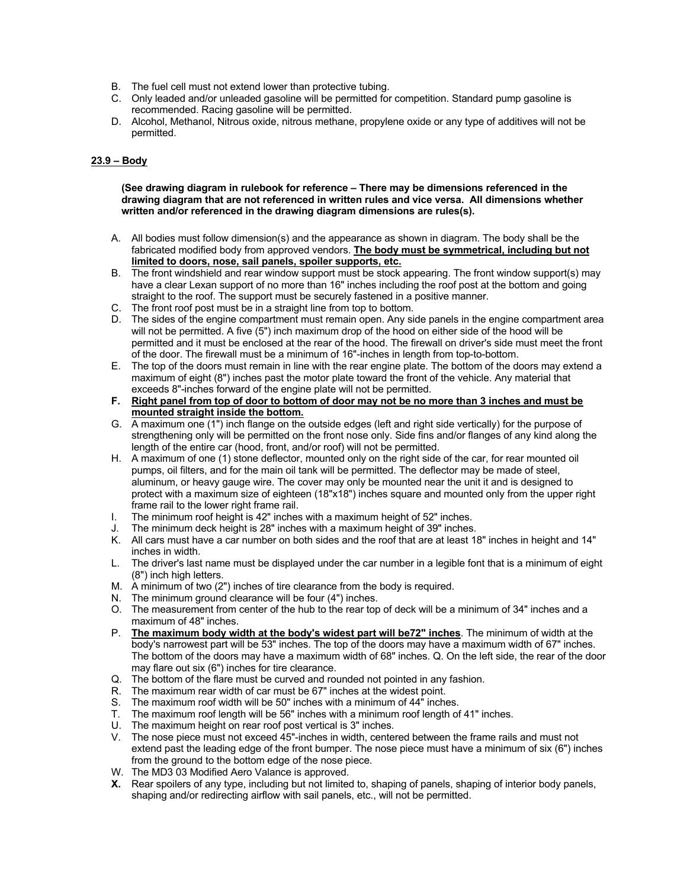B. The fuel cell must not extend lower than protective tubing.
C. Only leaded and/or unleaded gasoline will be permitted for competition. Standard pump gasoline is recommended. Racing gasoline will be permitted.
D. Alcohol, Methanol, Nitrous oxide, nitrous methane, propylene oxide or any type of additives will not be permitted.

**23.9 – Body**

**(See drawing diagram in rulebook for reference – There may be dimensions referenced in the drawing diagram that are not referenced in written rules and vice versa. All dimensions whether written and/or referenced in the drawing diagram dimensions are rules(s).**

A. All bodies must follow dimension(s) and the appearance as shown in diagram. The body shall be the fabricated modified body from approved vendors. **The body must be symmetrical, including but not limited to doors, nose, sail panels, spoiler supports, etc.**
B. The front windshield and rear window support must be stock appearing. The front window support(s) may have a clear Lexan support of no more than 16" inches including the roof post at the bottom and going straight to the roof. The support must be securely fastened in a positive manner.
C. The front roof post must be in a straight line from top to bottom.
D. The sides of the engine compartment must remain open. Any side panels in the engine compartment area will not be permitted. A five (5") inch maximum drop of the hood on either side of the hood will be permitted and it must be enclosed at the rear of the hood. The firewall on driver's side must meet the front of the door. The firewall must be a minimum of 16"-inches in length from top-to-bottom.
E. The top of the doors must remain in line with the rear engine plate. The bottom of the doors may extend a maximum of eight (8") inches past the motor plate toward the front of the vehicle. Any material that exceeds 8"-inches forward of the engine plate will not be permitted.
**F. Right panel from top of door to bottom of door may not be no more than 3 inches and must be mounted straight inside the bottom.**
G. A maximum one (1") inch flange on the outside edges (left and right side vertically) for the purpose of strengthening only will be permitted on the front nose only. Side fins and/or flanges of any kind along the length of the entire car (hood, front, and/or roof) will not be permitted.
H. A maximum of one (1) stone deflector, mounted only on the right side of the car, for rear mounted oil pumps, oil filters, and for the main oil tank will be permitted. The deflector may be made of steel, aluminum, or heavy gauge wire. The cover may only be mounted near the unit it and is designed to protect with a maximum size of eighteen (18"x18") inches square and mounted only from the upper right frame rail to the lower right frame rail.
I. The minimum roof height is 42" inches with a maximum height of 52" inches.
J. The minimum deck height is 28" inches with a maximum height of 39" inches.
K. All cars must have a car number on both sides and the roof that are at least 18" inches in height and 14" inches in width.
L. The driver's last name must be displayed under the car number in a legible font that is a minimum of eight (8") inch high letters.
M. A minimum of two (2") inches of tire clearance from the body is required.
N. The minimum ground clearance will be four (4") inches.
O. The measurement from center of the hub to the rear top of deck will be a minimum of 34" inches and a maximum of 48" inches.
P. **The maximum body width at the body's widest part will be72" inches**. The minimum of width at the body's narrowest part will be 53" inches. The top of the doors may have a maximum width of 67" inches. The bottom of the doors may have a maximum width of 68" inches. Q. On the left side, the rear of the door may flare out six (6") inches for tire clearance.
Q. The bottom of the flare must be curved and rounded not pointed in any fashion.
R. The maximum rear width of car must be 67" inches at the widest point.
S. The maximum roof width will be 50" inches with a minimum of 44" inches.
T. The maximum roof length will be 56" inches with a minimum roof length of 41" inches.
U. The maximum height on rear roof post vertical is 3" inches.
V. The nose piece must not exceed 45"-inches in width, centered between the frame rails and must not extend past the leading edge of the front bumper. The nose piece must have a minimum of six (6") inches from the ground to the bottom edge of the nose piece.
W. The MD3 03 Modified Aero Valance is approved.
**X.** Rear spoilers of any type, including but not limited to, shaping of panels, shaping of interior body panels, shaping and/or redirecting airflow with sail panels, etc., will not be permitted.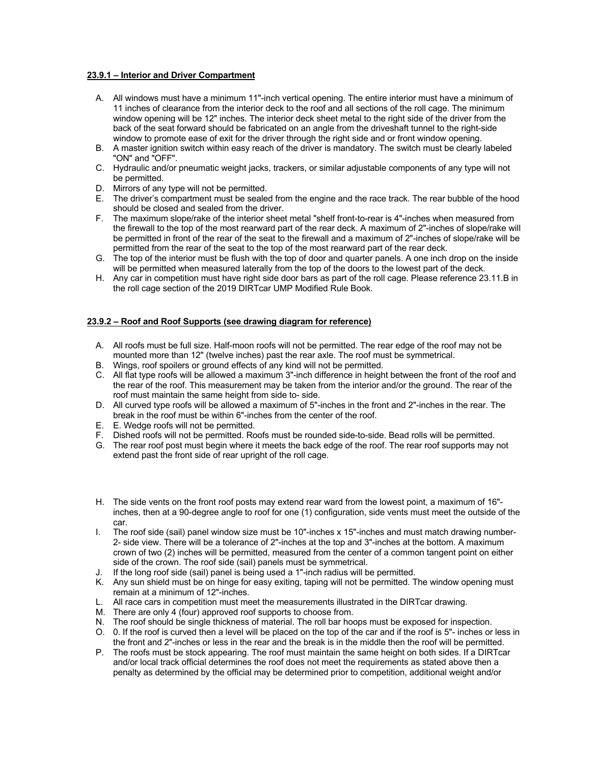**23.9.1 – Interior and Driver Compartment**

A. All windows must have a minimum 11"-inch vertical opening. The entire interior must have a minimum of 11 inches of clearance from the interior deck to the roof and all sections of the roll cage. The minimum window opening will be 12" inches. The interior deck sheet metal to the right side of the driver from the back of the seat forward should be fabricated on an angle from the driveshaft tunnel to the right-side window to promote ease of exit for the driver through the right side and or front window opening.
B. A master ignition switch within easy reach of the driver is mandatory. The switch must be clearly labeled "ON" and "OFF".
C. Hydraulic and/or pneumatic weight jacks, trackers, or similar adjustable components of any type will not be permitted.
D. Mirrors of any type will not be permitted.
E. The driver's compartment must be sealed from the engine and the race track. The rear bubble of the hood should be closed and sealed from the driver.
F. The maximum slope/rake of the interior sheet metal "shelf front-to-rear is 4"-inches when measured from the firewall to the top of the most rearward part of the rear deck. A maximum of 2"-inches of slope/rake will be permitted in front of the rear of the seat to the firewall and a maximum of 2"-inches of slope/rake will be permitted from the rear of the seat to the top of the most rearward part of the rear deck.
G. The top of the interior must be flush with the top of door and quarter panels. A one inch drop on the inside will be permitted when measured laterally from the top of the doors to the lowest part of the deck.
H. Any car in competition must have right side door bars as part of the roll cage. Please reference 23.11.B in the roll cage section of the 2019 DIRTcar UMP Modified Rule Book.

**23.9.2 – Roof and Roof Supports (see drawing diagram for reference)**

A. All roofs must be full size. Half-moon roofs will not be permitted. The rear edge of the roof may not be mounted more than 12" (twelve inches) past the rear axle. The roof must be symmetrical.
B. Wings, roof spoilers or ground effects of any kind will not be permitted.
C. All flat type roofs will be allowed a maximum 3"-inch difference in height between the front of the roof and the rear of the roof. This measurement may be taken from the interior and/or the ground. The rear of the roof must maintain the same height from side to- side.
D. All curved type roofs will be allowed a maximum of 5"-inches in the front and 2"-inches in the rear. The break in the roof must be within 6"-inches from the center of the roof.
E. E. Wedge roofs will not be permitted.
F. Dished roofs will not be permitted. Roofs must be rounded side-to-side. Bead rolls will be permitted.
G. The rear roof post must begin where it meets the back edge of the roof. The rear roof supports may not extend past the front side of rear upright of the roll cage.
H. The side vents on the front roof posts may extend rear ward from the lowest point, a maximum of 16"-inches, then at a 90-degree angle to roof for one (1) configuration, side vents must meet the outside of the car.
I. The roof side (sail) panel window size must be 10"-inches x 15"-inches and must match drawing number-2- side view. There will be a tolerance of 2"-inches at the top and 3"-inches at the bottom. A maximum crown of two (2) inches will be permitted, measured from the center of a common tangent point on either side of the crown. The roof side (sail) panels must be symmetrical.
J. If the long roof side (sail) panel is being used a 1"-inch radius will be permitted.
K. Any sun shield must be on hinge for easy exiting, taping will not be permitted. The window opening must remain at a minimum of 12"-inches.
L. All race cars in competition must meet the measurements illustrated in the DIRTcar drawing.
M. There are only 4 (four) approved roof supports to choose from.
N. The roof should be single thickness of material. The roll bar hoops must be exposed for inspection.
O. 0. If the roof is curved then a level will be placed on the top of the car and if the roof is 5"- inches or less in the front and 2"-inches or less in the rear and the break is in the middle then the roof will be permitted.
P. The roofs must be stock appearing. The roof must maintain the same height on both sides. If a DIRTcar and/or local track official determines the roof does not meet the requirements as stated above then a penalty as determined by the official may be determined prior to competition, additional weight and/or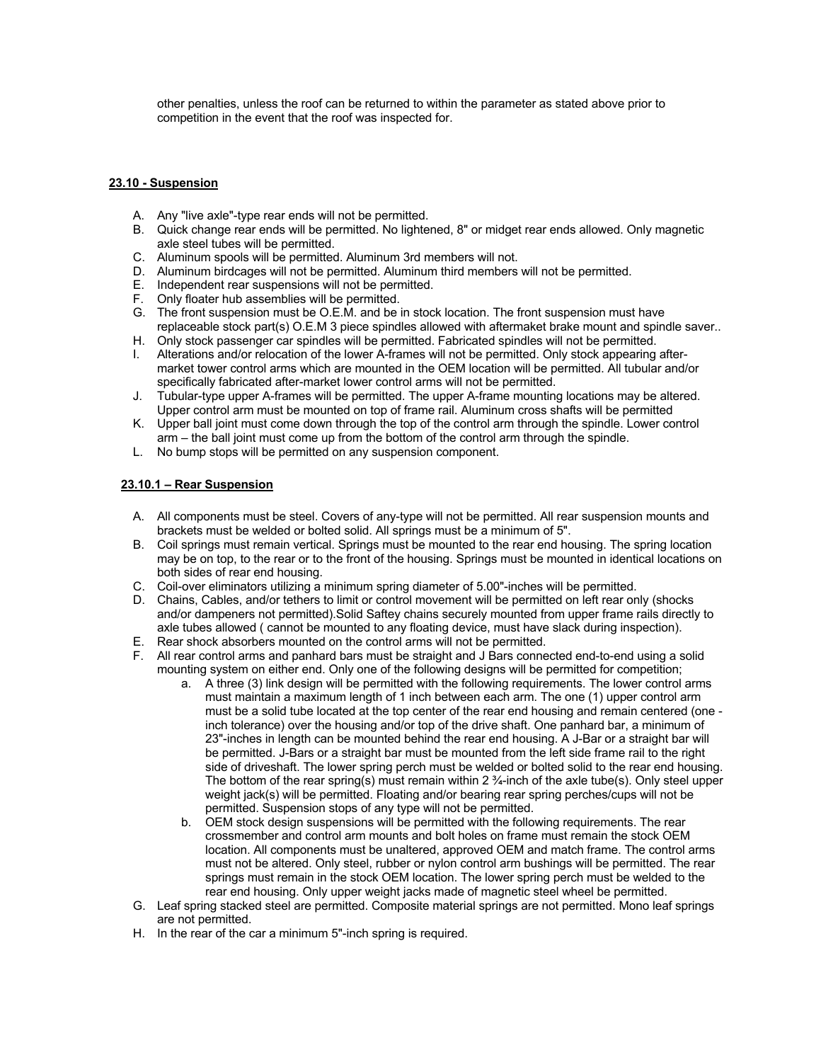other penalties, unless the roof can be returned to within the parameter as stated above prior to competition in the event that the roof was inspected for.

**23.10 - Suspension**

A. Any "live axle"-type rear ends will not be permitted.
B. Quick change rear ends will be permitted. No lightened, 8" or midget rear ends allowed. Only magnetic axle steel tubes will be permitted.
C. Aluminum spools will be permitted. Aluminum 3rd members will not.
D. Aluminum birdcages will not be permitted. Aluminum third members will not be permitted.
E. Independent rear suspensions will not be permitted.
F. Only floater hub assemblies will be permitted.
G. The front suspension must be O.E.M. and be in stock location. The front suspension must have replaceable stock part(s) O.E.M 3 piece spindles allowed with aftermaket brake mount and spindle saver..
H. Only stock passenger car spindles will be permitted. Fabricated spindles will not be permitted.
I. Alterations and/or relocation of the lower A-frames will not be permitted. Only stock appearing after-market tower control arms which are mounted in the OEM location will be permitted. All tubular and/or specifically fabricated after-market lower control arms will not be permitted.
J. Tubular-type upper A-frames will be permitted. The upper A-frame mounting locations may be altered. Upper control arm must be mounted on top of frame rail. Aluminum cross shafts will be permitted
K. Upper ball joint must come down through the top of the control arm through the spindle. Lower control arm – the ball joint must come up from the bottom of the control arm through the spindle.
L. No bump stops will be permitted on any suspension component.

**23.10.1 – Rear Suspension**

A. All components must be steel. Covers of any-type will not be permitted. All rear suspension mounts and brackets must be welded or bolted solid. All springs must be a minimum of 5".
B. Coil springs must remain vertical. Springs must be mounted to the rear end housing. The spring location may be on top, to the rear or to the front of the housing. Springs must be mounted in identical locations on both sides of rear end housing.
C. Coil-over eliminators utilizing a minimum spring diameter of 5.00"-inches will be permitted.
D. Chains, Cables, and/or tethers to limit or control movement will be permitted on left rear only (shocks and/or dampeners not permitted).Solid Saftey chains securely mounted from upper frame rails directly to axle tubes allowed ( cannot be mounted to any floating device, must have slack during inspection).
E. Rear shock absorbers mounted on the control arms will not be permitted.
F. All rear control arms and panhard bars must be straight and J Bars connected end-to-end using a solid mounting system on either end. Only one of the following designs will be permitted for competition;
    a. A three (3) link design will be permitted with the following requirements. The lower control arms must maintain a maximum length of 1 inch between each arm. The one (1) upper control arm must be a solid tube located at the top center of the rear end housing and remain centered (one - inch tolerance) over the housing and/or top of the drive shaft. One panhard bar, a minimum of 23"-inches in length can be mounted behind the rear end housing. A J-Bar or a straight bar will be permitted. J-Bars or a straight bar must be mounted from the left side frame rail to the right side of driveshaft. The lower spring perch must be welded or bolted solid to the rear end housing. The bottom of the rear spring(s) must remain within 2 ¾-inch of the axle tube(s). Only steel upper weight jack(s) will be permitted. Floating and/or bearing rear spring perches/cups will not be permitted. Suspension stops of any type will not be permitted.
    b. OEM stock design suspensions will be permitted with the following requirements. The rear crossmember and control arm mounts and bolt holes on frame must remain the stock OEM location. All components must be unaltered, approved OEM and match frame. The control arms must not be altered. Only steel, rubber or nylon control arm bushings will be permitted. The rear springs must remain in the stock OEM location. The lower spring perch must be welded to the rear end housing. Only upper weight jacks made of magnetic steel wheel be permitted.
G. Leaf spring stacked steel are permitted. Composite material springs are not permitted. Mono leaf springs are not permitted.
H. In the rear of the car a minimum 5"-inch spring is required.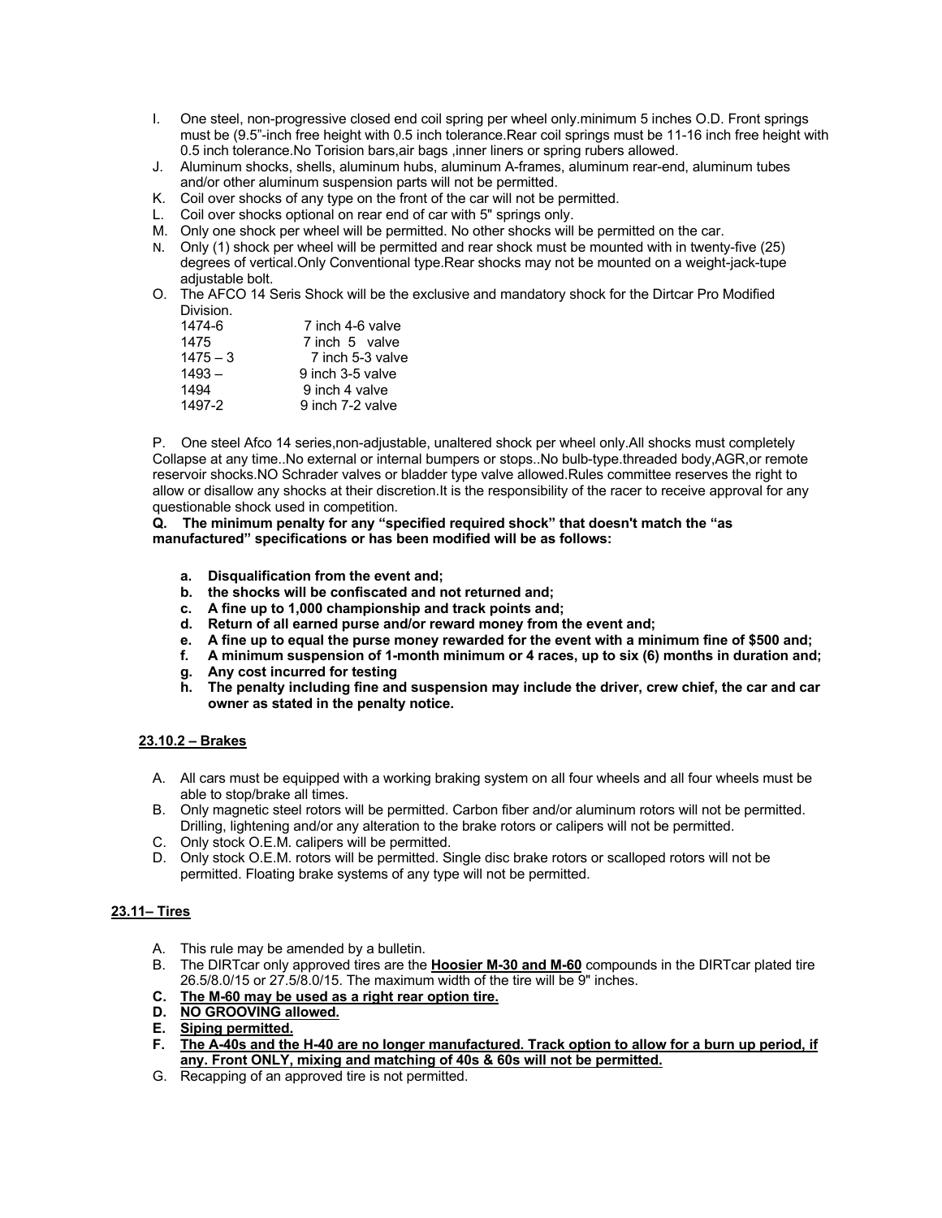I. One steel, non-progressive closed end coil spring per wheel only.minimum 5 inches O.D. Front springs must be (9.5"-inch free height with 0.5 inch tolerance.Rear coil springs must be 11-16 inch free height with 0.5 inch tolerance.No Torision bars,air bags ,inner liners or spring rubers allowed.

J. Aluminum shocks, shells, aluminum hubs, aluminum A-frames, aluminum rear-end, aluminum tubes and/or other aluminum suspension parts will not be permitted.

K. Coil over shocks of any type on the front of the car will not be permitted.

L. Coil over shocks optional on rear end of car with 5" springs only.

M. Only one shock per wheel will be permitted. No other shocks will be permitted on the car.

N. Only (1) shock per wheel will be permitted and rear shock must be mounted with in twenty-five (25) degrees of vertical.Only Conventional type.Rear shocks may not be mounted on a weight-jack-tupe adjustable bolt.

O. The AFCO 14 Seris Shock will be the exclusive and mandatory shock for the Dirtcar Pro Modified Division.

| | |
|---|---|
| 1474-6 | 7 inch 4-6 valve |
| 1475 | 7 inch 5 valve |
| 1475 – 3 | 7 inch 5-3 valve |
| 1493 – | 9 inch 3-5 valve |
| 1494 | 9 inch 4 valve |
| 1497-2 | 9 inch 7-2 valve |

P. One steel Afco 14 series,non-adjustable, unaltered shock per wheel only.All shocks must completely Collapse at any time..No external or internal bumpers or stops..No bulb-type.threaded body,AGR,or remote reservoir shocks.NO Schrader valves or bladder type valve allowed.Rules committee reserves the right to allow or disallow any shocks at their discretion.It is the responsibility of the racer to receive approval for any questionable shock used in competition.

**Q. The minimum penalty for any "specified required shock" that doesn't match the "as manufactured" specifications or has been modified will be as follows:**

- **a. Disqualification from the event and;**
- **b. the shocks will be confiscated and not returned and;**
- **c. A fine up to 1,000 championship and track points and;**
- **d. Return of all earned purse and/or reward money from the event and;**
- **e. A fine up to equal the purse money rewarded for the event with a minimum fine of $500 and;**
- **f. A minimum suspension of 1-month minimum or 4 races, up to six (6) months in duration and;**
- **g. Any cost incurred for testing**
- **h. The penalty including fine and suspension may include the driver, crew chief, the car and car owner as stated in the penalty notice.**

### 23.10.2 – Brakes

A. All cars must be equipped with a working braking system on all four wheels and all four wheels must be able to stop/brake all times.

B. Only magnetic steel rotors will be permitted. Carbon fiber and/or aluminum rotors will not be permitted. Drilling, lightening and/or any alteration to the brake rotors or calipers will not be permitted.

C. Only stock O.E.M. calipers will be permitted.

D. Only stock O.E.M. rotors will be permitted. Single disc brake rotors or scalloped rotors will not be permitted. Floating brake systems of any type will not be permitted.

## 23.11– Tires

A. This rule may be amended by a bulletin.

B. The DIRTcar only approved tires are the **Hoosier M-30 and M-60** compounds in the DIRTcar plated tire 26.5/8.0/15 or 27.5/8.0/15. The maximum width of the tire will be 9" inches.

**C. The M-60 may be used as a right rear option tire.**

**D. NO GROOVING allowed.**

**E. Siping permitted.**

**F. The A-40s and the H-40 are no longer manufactured. Track option to allow for a burn up period, if any. Front ONLY, mixing and matching of 40s & 60s will not be permitted.**

G. Recapping of an approved tire is not permitted.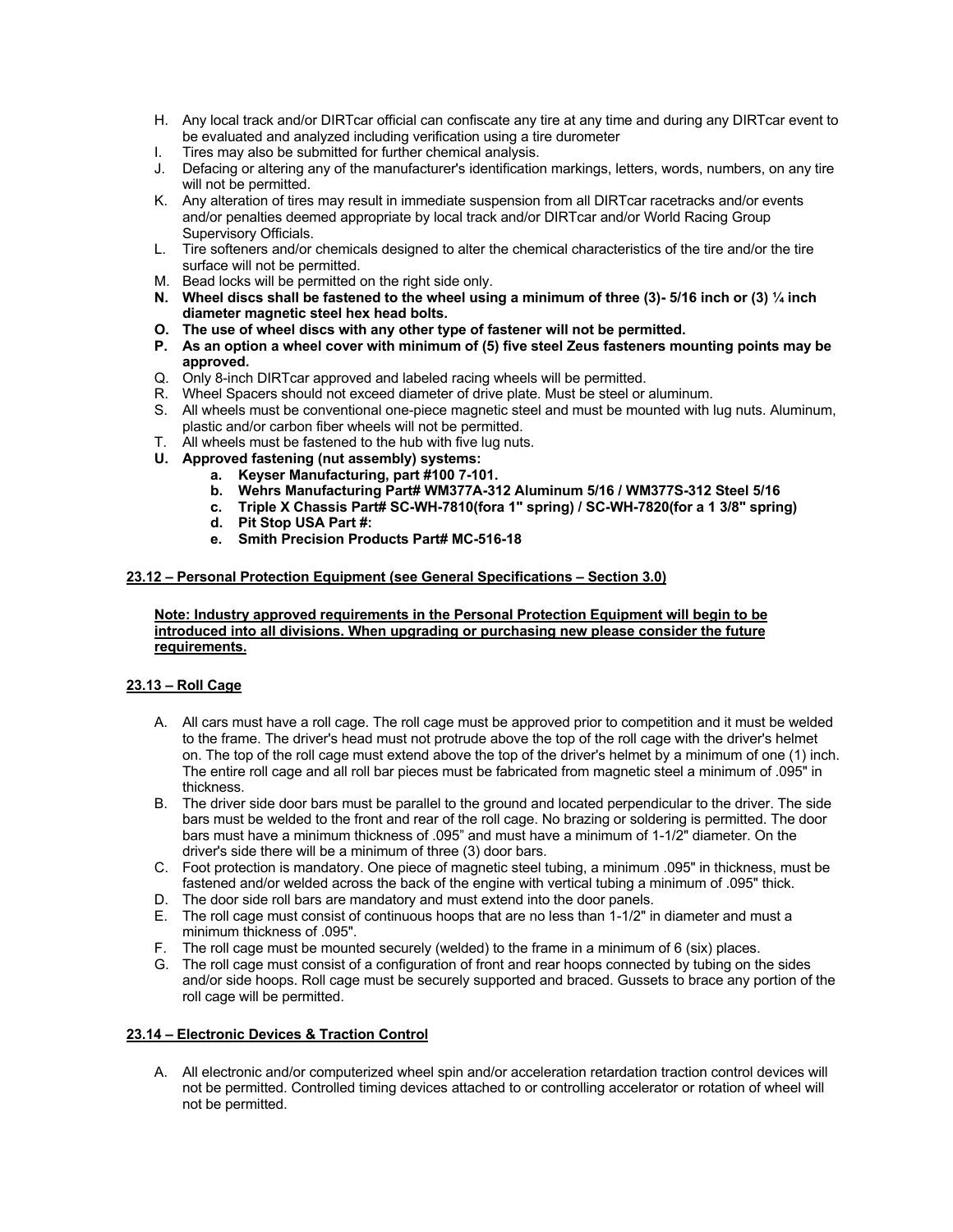H. Any local track and/or DIRTcar official can confiscate any tire at any time and during any DIRTcar event to be evaluated and analyzed including verification using a tire durometer
I. Tires may also be submitted for further chemical analysis.
J. Defacing or altering any of the manufacturer's identification markings, letters, words, numbers, on any tire will not be permitted.
K. Any alteration of tires may result in immediate suspension from all DIRTcar racetracks and/or events and/or penalties deemed appropriate by local track and/or DIRTcar and/or World Racing Group Supervisory Officials.
L. Tire softeners and/or chemicals designed to alter the chemical characteristics of the tire and/or the tire surface will not be permitted.
M. Bead locks will be permitted on the right side only.
**N. Wheel discs shall be fastened to the wheel using a minimum of three (3)- 5/16 inch or (3) ¼ inch diameter magnetic steel hex head bolts.**
**O. The use of wheel discs with any other type of fastener will not be permitted.**
**P. As an option a wheel cover with minimum of (5) five steel Zeus fasteners mounting points may be approved.**
Q. Only 8-inch DIRTcar approved and labeled racing wheels will be permitted.
R. Wheel Spacers should not exceed diameter of drive plate. Must be steel or aluminum.
S. All wheels must be conventional one-piece magnetic steel and must be mounted with lug nuts. Aluminum, plastic and/or carbon fiber wheels will not be permitted.
T. All wheels must be fastened to the hub with five lug nuts.
**U. Approved fastening (nut assembly) systems:**
   **a. Keyser Manufacturing, part #100 7-101.**
   **b. Wehrs Manufacturing Part# WM377A-312 Aluminum 5/16 / WM377S-312 Steel 5/16**
   **c. Triple X Chassis Part# SC-WH-7810(fora 1" spring) / SC-WH-7820(for a 1 3/8" spring)**
   **d. Pit Stop USA Part #:**
   **e. Smith Precision Products Part# MC-516-18**

## 23.12 – Personal Protection Equipment (see General Specifications – Section 3.0)

**Note: Industry approved requirements in the Personal Protection Equipment will begin to be introduced into all divisions. When upgrading or purchasing new please consider the future requirements.**

## 23.13 – Roll Cage

A. All cars must have a roll cage. The roll cage must be approved prior to competition and it must be welded to the frame. The driver's head must not protrude above the top of the roll cage with the driver's helmet on. The top of the roll cage must extend above the top of the driver's helmet by a minimum of one (1) inch. The entire roll cage and all roll bar pieces must be fabricated from magnetic steel a minimum of .095" in thickness.
B. The driver side door bars must be parallel to the ground and located perpendicular to the driver. The side bars must be welded to the front and rear of the roll cage. No brazing or soldering is permitted. The door bars must have a minimum thickness of .095" and must have a minimum of 1-1/2" diameter. On the driver's side there will be a minimum of three (3) door bars.
C. Foot protection is mandatory. One piece of magnetic steel tubing, a minimum .095" in thickness, must be fastened and/or welded across the back of the engine with vertical tubing a minimum of .095" thick.
D. The door side roll bars are mandatory and must extend into the door panels.
E. The roll cage must consist of continuous hoops that are no less than 1-1/2" in diameter and must a minimum thickness of .095".
F. The roll cage must be mounted securely (welded) to the frame in a minimum of 6 (six) places.
G. The roll cage must consist of a configuration of front and rear hoops connected by tubing on the sides and/or side hoops. Roll cage must be securely supported and braced. Gussets to brace any portion of the roll cage will be permitted.

## 23.14 – Electronic Devices & Traction Control

A. All electronic and/or computerized wheel spin and/or acceleration retardation traction control devices will not be permitted. Controlled timing devices attached to or controlling accelerator or rotation of wheel will not be permitted.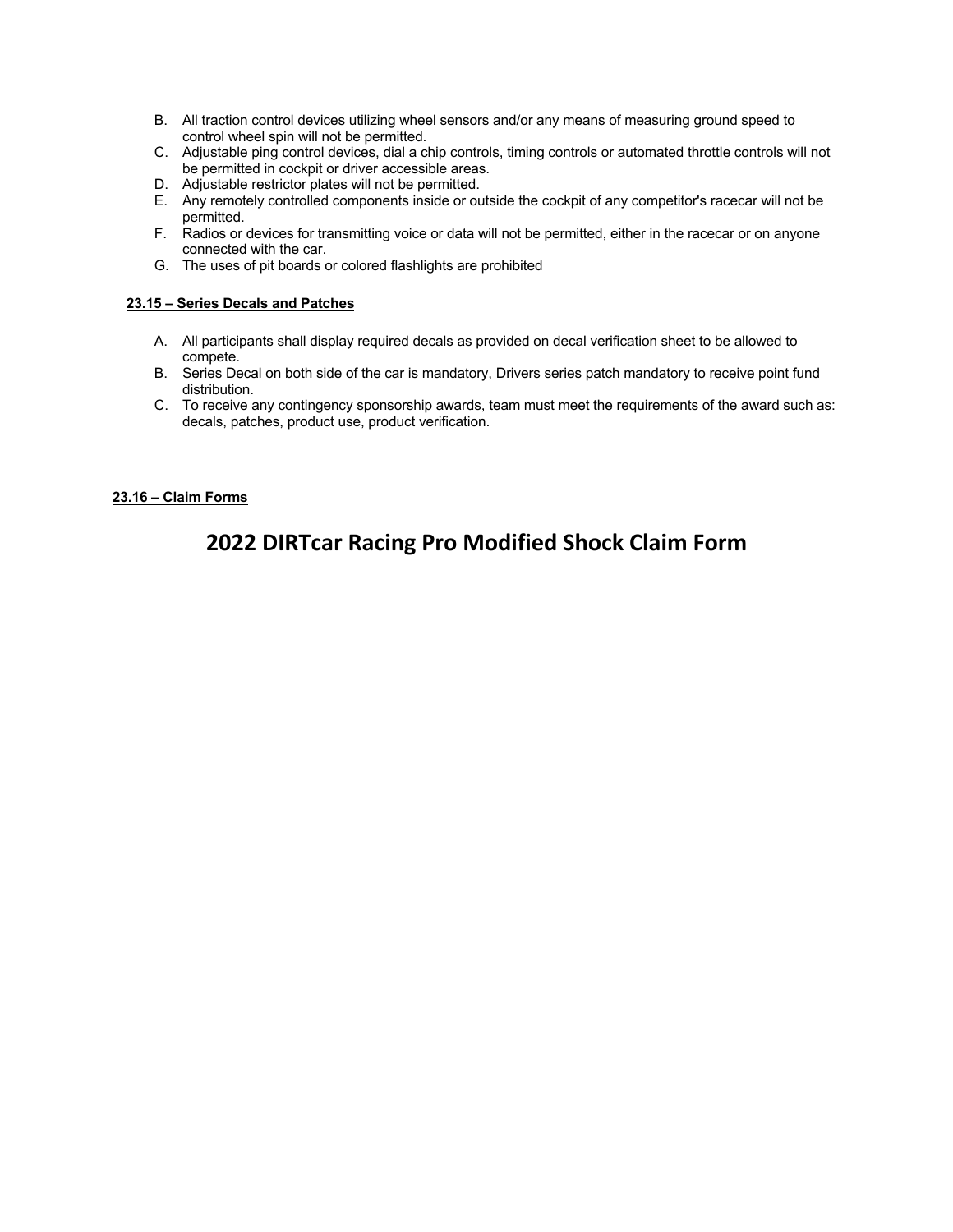B. All traction control devices utilizing wheel sensors and/or any means of measuring ground speed to control wheel spin will not be permitted.
C. Adjustable ping control devices, dial a chip controls, timing controls or automated throttle controls will not be permitted in cockpit or driver accessible areas.
D. Adjustable restrictor plates will not be permitted.
E. Any remotely controlled components inside or outside the cockpit of any competitor's racecar will not be permitted.
F. Radios or devices for transmitting voice or data will not be permitted, either in the racecar or on anyone connected with the car.
G. The uses of pit boards or colored flashlights are prohibited

**23.15 – Series Decals and Patches**

A. All participants shall display required decals as provided on decal verification sheet to be allowed to compete.
B. Series Decal on both side of the car is mandatory, Drivers series patch mandatory to receive point fund distribution.
C. To receive any contingency sponsorship awards, team must meet the requirements of the award such as: decals, patches, product use, product verification.

**23.16 – Claim Forms**

# 2022 DIRTcar Racing Pro Modified Shock Claim Form